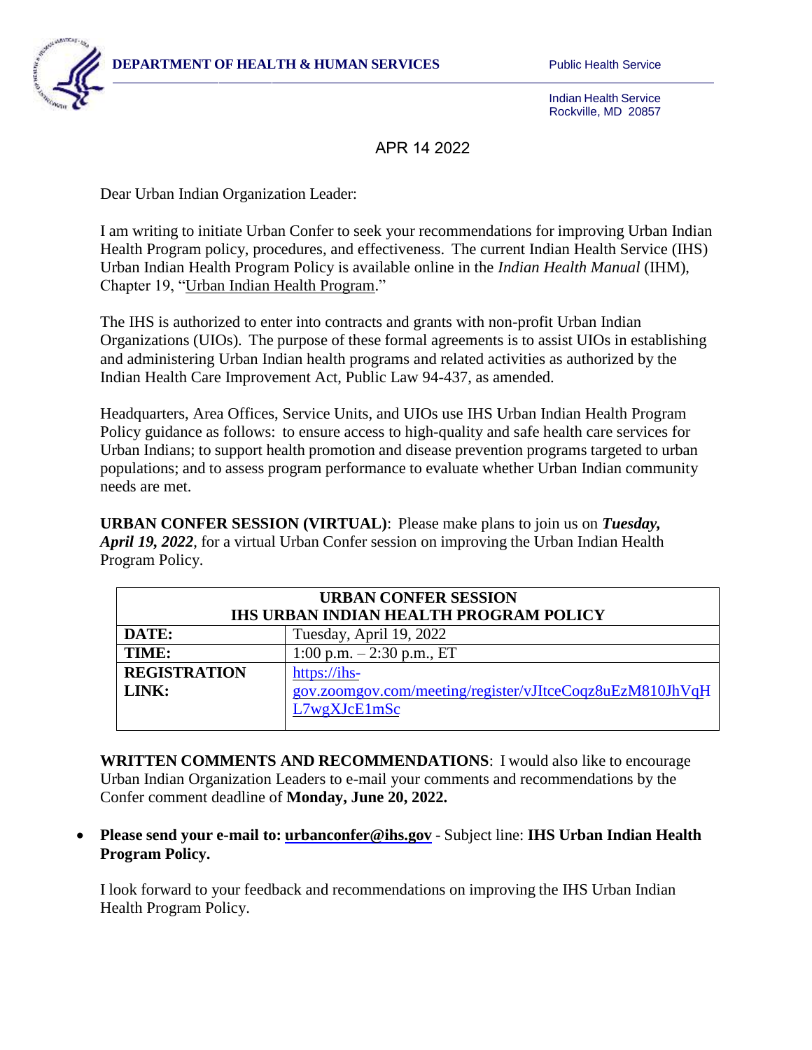**DEPARTMENT OF HEALTH & HUMAN SERVICES** Public Health Service

Indian Health Service
Rockville, MD 20857

APR 14 2022

Dear Urban Indian Organization Leader:

I am writing to initiate Urban Confer to seek your recommendations for improving Urban Indian Health Program policy, procedures, and effectiveness. The current Indian Health Service (IHS) Urban Indian Health Program Policy is available online in the *Indian Health Manual* (IHM), Chapter 19, "Urban Indian Health Program."

The IHS is authorized to enter into contracts and grants with non-profit Urban Indian Organizations (UIOs). The purpose of these formal agreements is to assist UIOs in establishing and administering Urban Indian health programs and related activities as authorized by the Indian Health Care Improvement Act, Public Law 94-437, as amended.

Headquarters, Area Offices, Service Units, and UIOs use IHS Urban Indian Health Program Policy guidance as follows: to ensure access to high-quality and safe health care services for Urban Indians; to support health promotion and disease prevention programs targeted to urban populations; and to assess program performance to evaluate whether Urban Indian community needs are met.

**URBAN CONFER SESSION (VIRTUAL)**: Please make plans to join us on ***Tuesday, April 19, 2022***, for a virtual Urban Confer session on improving the Urban Indian Health Program Policy.

| **URBAN CONFER SESSION IHS URBAN INDIAN HEALTH PROGRAM POLICY** | |
|---|---|
| **DATE:** | Tuesday, April 19, 2022 |
| **TIME:** | 1:00 p.m. – 2:30 p.m., ET |
| **REGISTRATION LINK:** | https://ihs-gov.zoomgov.com/meeting/register/vJItceCoqz8uEzM810JhVqHL7wgXJcE1mSc |

**WRITTEN COMMENTS AND RECOMMENDATIONS**: I would also like to encourage Urban Indian Organization Leaders to e-mail your comments and recommendations by the Confer comment deadline of **Monday, June 20, 2022.**

- **Please send your e-mail to: urbanconfer@ihs.gov** - Subject line: **IHS Urban Indian Health Program Policy.**

I look forward to your feedback and recommendations on improving the IHS Urban Indian Health Program Policy.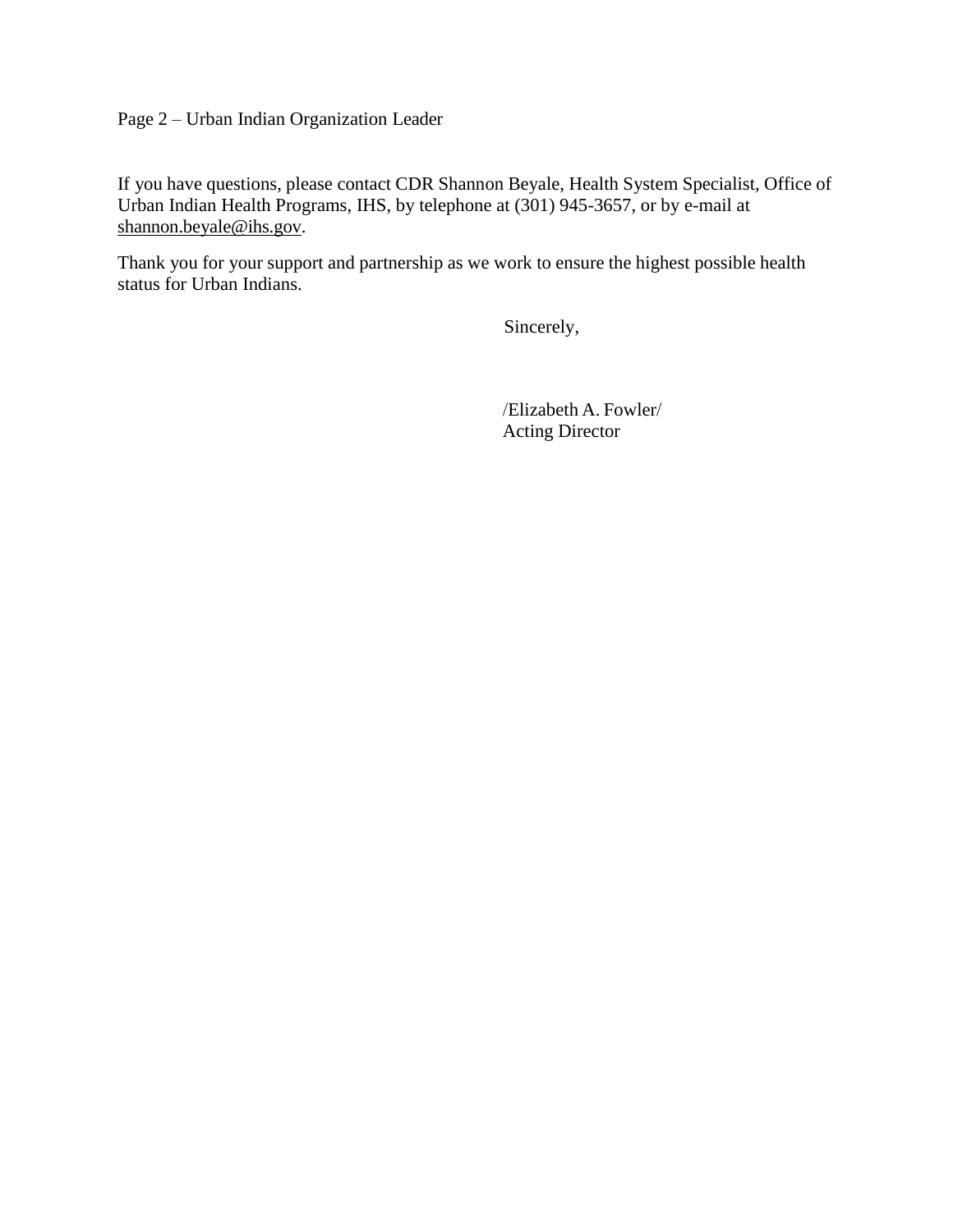If you have questions, please contact CDR Shannon Beyale, Health System Specialist, Office of Urban Indian Health Programs, IHS, by telephone at (301) 945-3657, or by e-mail at shannon.beyale@ihs.gov.

Thank you for your support and partnership as we work to ensure the highest possible health status for Urban Indians.

Sincerely,

/Elizabeth A. Fowler/
Acting Director